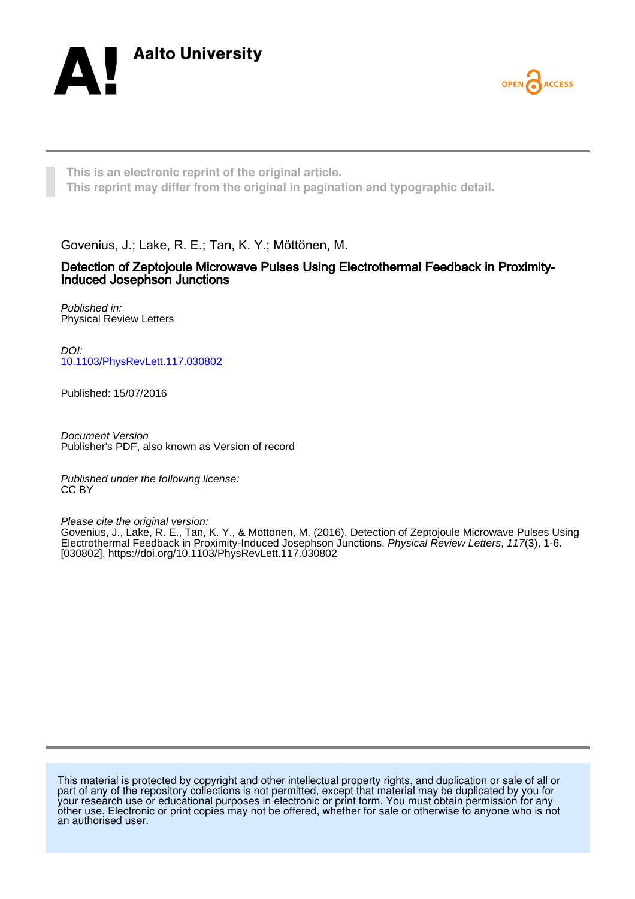Aalto University

OPEN ACCESS

This is an electronic reprint of the original article.
This reprint may differ from the original in pagination and typographic detail.

Govenius, J.; Lake, R. E.; Tan, K. Y.; Möttönen, M.

# Detection of Zeptojoule Microwave Pulses Using Electrothermal Feedback in Proximity-Induced Josephson Junctions

*Published in:*
Physical Review Letters

*DOI:*
[10.1103/PhysRevLett.117.030802](https://doi.org/10.1103/PhysRevLett.117.030802)

Published: 15/07/2016

*Document Version*
Publisher's PDF, also known as Version of record

*Published under the following license:*
CC BY

*Please cite the original version:*
Govenius, J., Lake, R. E., Tan, K. Y., & Möttönen, M. (2016). Detection of Zeptojoule Microwave Pulses Using Electrothermal Feedback in Proximity-Induced Josephson Junctions. *Physical Review Letters*, *117*(3), 1-6. [030802]. https://doi.org/10.1103/PhysRevLett.117.030802

This material is protected by copyright and other intellectual property rights, and duplication or sale of all or part of any of the repository collections is not permitted, except that material may be duplicated by you for your research use or educational purposes in electronic or print form. You must obtain permission for any other use. Electronic or print copies may not be offered, whether for sale or otherwise to anyone who is not an authorised user.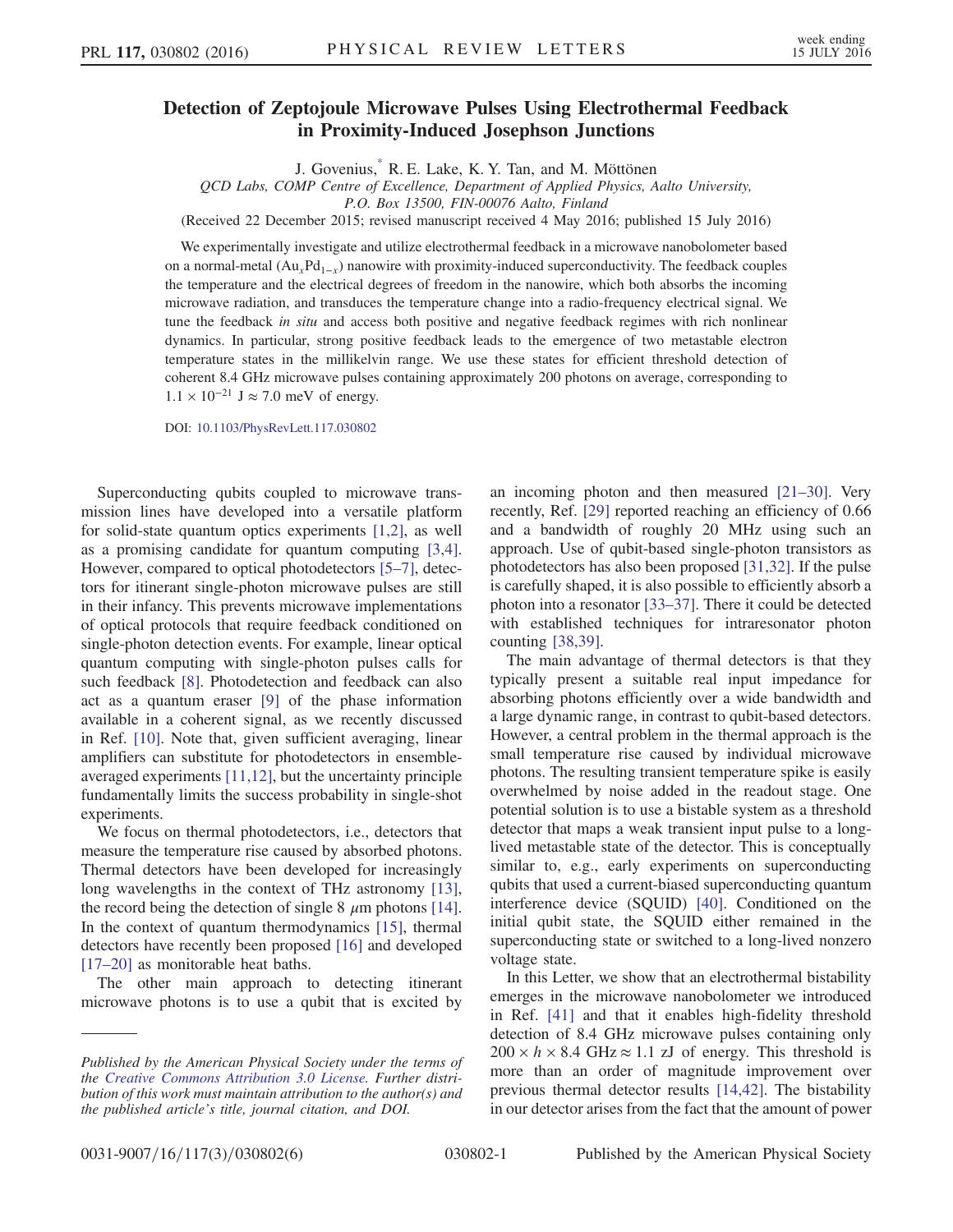# Detection of Zeptojoule Microwave Pulses Using Electrothermal Feedback in Proximity-Induced Josephson Junctions

J. Govenius,* R. E. Lake, K. Y. Tan, and M. Möttönen

*QCD Labs, COMP Centre of Excellence, Department of Applied Physics, Aalto University, P.O. Box 13500, FIN-00076 Aalto, Finland*

(Received 22 December 2015; revised manuscript received 4 May 2016; published 15 July 2016)

We experimentally investigate and utilize electrothermal feedback in a microwave nanobolometer based on a normal-metal ($Au_xPd_{1-x}$) nanowire with proximity-induced superconductivity. The feedback couples the temperature and the electrical degrees of freedom in the nanowire, which both absorbs the incoming microwave radiation, and transduces the temperature change into a radio-frequency electrical signal. We tune the feedback *in situ* and access both positive and negative feedback regimes with rich nonlinear dynamics. In particular, strong positive feedback leads to the emergence of two metastable electron temperature states in the millikelvin range. We use these states for efficient threshold detection of coherent 8.4 GHz microwave pulses containing approximately 200 photons on average, corresponding to $1.1 \times 10^{-21}$ J $\approx 7.0$ meV of energy.

DOI: 10.1103/PhysRevLett.117.030802

Superconducting qubits coupled to microwave transmission lines have developed into a versatile platform for solid-state quantum optics experiments [1,2], as well as a promising candidate for quantum computing [3,4]. However, compared to optical photodetectors [5–7], detectors for itinerant single-photon microwave pulses are still in their infancy. This prevents microwave implementations of optical protocols that require feedback conditioned on single-photon detection events. For example, linear optical quantum computing with single-photon pulses calls for such feedback [8]. Photodetection and feedback can also act as a quantum eraser [9] of the phase information available in a coherent signal, as we recently discussed in Ref. [10]. Note that, given sufficient averaging, linear amplifiers can substitute for photodetectors in ensemble-averaged experiments [11,12], but the uncertainty principle fundamentally limits the success probability in single-shot experiments.

We focus on thermal photodetectors, i.e., detectors that measure the temperature rise caused by absorbed photons. Thermal detectors have been developed for increasingly long wavelengths in the context of THz astronomy [13], the record being the detection of single 8 $\mu$m photons [14]. In the context of quantum thermodynamics [15], thermal detectors have recently been proposed [16] and developed [17–20] as monitorable heat baths.

The other main approach to detecting itinerant microwave photons is to use a qubit that is excited by an incoming photon and then measured [21–30]. Very recently, Ref. [29] reported reaching an efficiency of 0.66 and a bandwidth of roughly 20 MHz using such an approach. Use of qubit-based single-photon transistors as photodetectors has also been proposed [31,32]. If the pulse is carefully shaped, it is also possible to efficiently absorb a photon into a resonator [33–37]. There it could be detected with established techniques for intraresonator photon counting [38,39].

The main advantage of thermal detectors is that they typically present a suitable real input impedance for absorbing photons efficiently over a wide bandwidth and a large dynamic range, in contrast to qubit-based detectors. However, a central problem in the thermal approach is the small temperature rise caused by individual microwave photons. The resulting transient temperature spike is easily overwhelmed by noise added in the readout stage. One potential solution is to use a bistable system as a threshold detector that maps a weak transient input pulse to a long-lived metastable state of the detector. This is conceptually similar to, e.g., early experiments on superconducting qubits that used a current-biased superconducting quantum interference device (SQUID) [40]. Conditioned on the initial qubit state, the SQUID either remained in the superconducting state or switched to a long-lived nonzero voltage state.

In this Letter, we show that an electrothermal bistability emerges in the microwave nanobolometer we introduced in Ref. [41] and that it enables high-fidelity threshold detection of 8.4 GHz microwave pulses containing only $200 \times h \times 8.4$ GHz $\approx 1.1$ zJ of energy. This threshold is more than an order of magnitude improvement over previous thermal detector results [14,42]. The bistability in our detector arises from the fact that the amount of power

*Published by the American Physical Society under the terms of the Creative Commons Attribution 3.0 License. Further distribution of this work must maintain attribution to the author(s) and the published article's title, journal citation, and DOI.*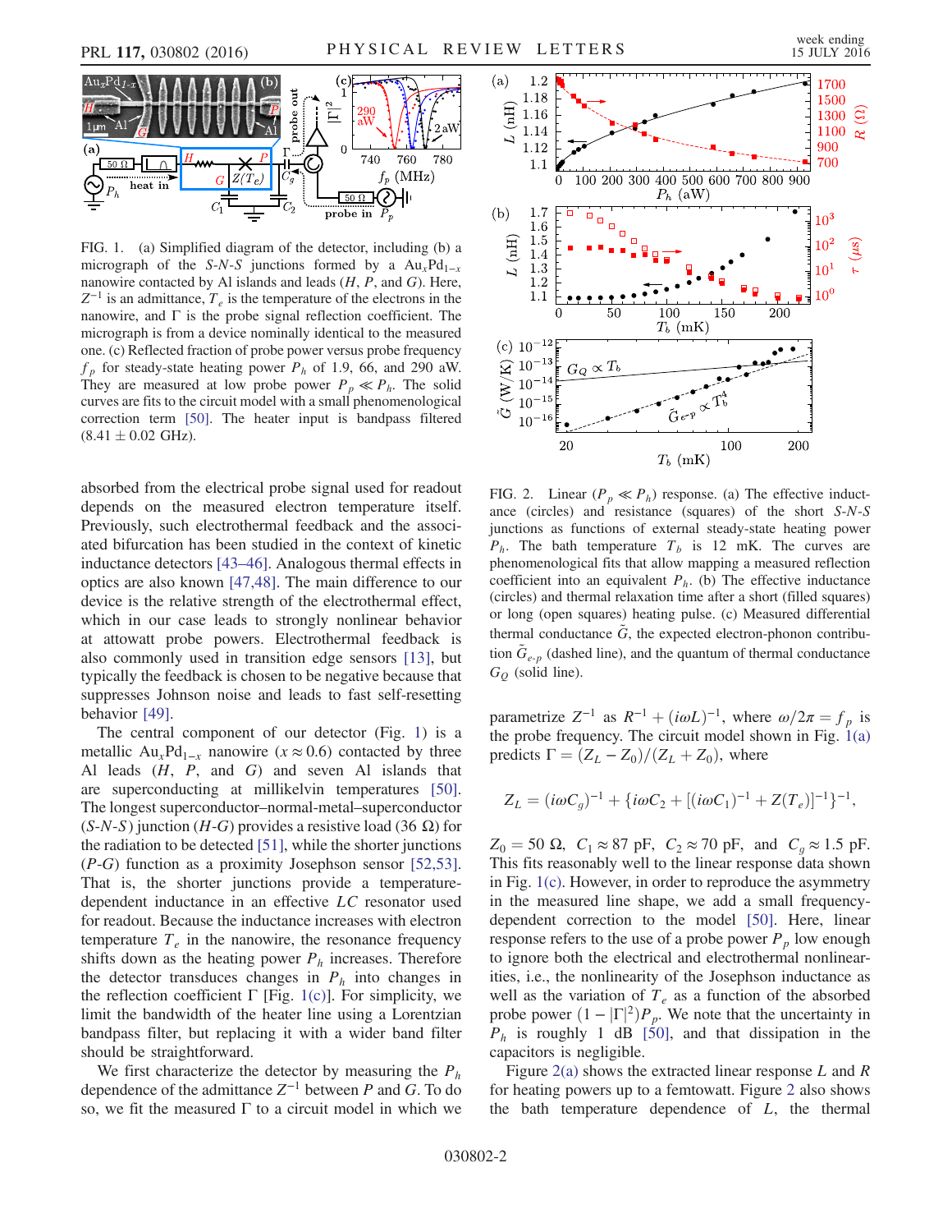FIG. 1. (a) Simplified diagram of the detector, including (b) a micrograph of the $S$-$N$-$S$ junctions formed by a $\mathrm{Au}_x\mathrm{Pd}_{1-x}$ nanowire contacted by Al islands and leads ($H$, $P$, and $G$). Here, $Z^{-1}$ is an admittance, $T_e$ is the temperature of the electrons in the nanowire, and $\Gamma$ is the probe signal reflection coefficient. The micrograph is from a device nominally identical to the measured one. (c) Reflected fraction of probe power versus probe frequency $f_p$ for steady-state heating power $P_h$ of 1.9, 66, and 290 aW. They are measured at low probe power $P_p \ll P_h$. The solid curves are fits to the circuit model with a small phenomenological correction term [50]. The heater input is bandpass filtered ($8.41 \pm 0.02$ GHz).

absorbed from the electrical probe signal used for readout depends on the measured electron temperature itself. Previously, such electrothermal feedback and the associated bifurcation has been studied in the context of kinetic inductance detectors [43–46]. Analogous thermal effects in optics are also known [47,48]. The main difference to our device is the relative strength of the electrothermal effect, which in our case leads to strongly nonlinear behavior at attowatt probe powers. Electrothermal feedback is also commonly used in transition edge sensors [13], but typically the feedback is chosen to be negative because that suppresses Johnson noise and leads to fast self-resetting behavior [49].

The central component of our detector (Fig. 1) is a metallic $\mathrm{Au}_x\mathrm{Pd}_{1-x}$ nanowire ($x \approx 0.6$) contacted by three Al leads ($H$, $P$, and $G$) and seven Al islands that are superconducting at millikelvin temperatures [50]. The longest superconductor–normal-metal–superconductor ($S$-$N$-$S$) junction ($H$-$G$) provides a resistive load (36 Ω) for the radiation to be detected [51], while the shorter junctions ($P$-$G$) function as a proximity Josephson sensor [52,53]. That is, the shorter junctions provide a temperature-dependent inductance in an effective $LC$ resonator used for readout. Because the inductance increases with electron temperature $T_e$ in the nanowire, the resonance frequency shifts down as the heating power $P_h$ increases. Therefore the detector transduces changes in $P_h$ into changes in the reflection coefficient $\Gamma$ [Fig. 1(c)]. For simplicity, we limit the bandwidth of the heater line using a Lorentzian bandpass filter, but replacing it with a wider band filter should be straightforward.

We first characterize the detector by measuring the $P_h$ dependence of the admittance $Z^{-1}$ between $P$ and $G$. To do so, we fit the measured $\Gamma$ to a circuit model in which we

FIG. 2. Linear ($P_p \ll P_h$) response. (a) The effective inductance (circles) and resistance (squares) of the first $S$-$N$-$S$ junctions as functions of external steady-state heating power $P_h$. The bath temperature $T_b$ is 12 mK. The curves are phenomenological fits that allow mapping a measured reflection coefficient into an equivalent $P_h$. (b) The effective inductance (circles) and thermal relaxation time after a short (filled squares) or long (open squares) heating pulse. (c) Measured differential thermal conductance $\tilde{G}$, the expected electron-phonon contribution $\tilde{G}_{e\text{-}p}$ (dashed line), and the quantum of thermal conductance $G_Q$ (solid line).

parametrize $Z^{-1}$ as $R^{-1} + (i\omega L)^{-1}$, where $\omega/2\pi = f_p$ is the probe frequency. The circuit model shown in Fig. 1(a) predicts $\Gamma = (Z_L - Z_0)/(Z_L + Z_0)$, where

$$Z_L = (i\omega C_g)^{-1} + \{i\omega C_2 + [(i\omega C_1)^{-1} + Z(T_e)]^{-1}\}^{-1},$$

$Z_0 = 50\ \Omega$, $C_1 \approx 87$ pF, $C_2 \approx 70$ pF, and $C_g \approx 1.5$ pF. This fits reasonably well to the linear response data shown in Fig. 1(c). However, in order to reproduce the asymmetry in the measured line shape, we add a small frequency-dependent correction to the model [50]. Here, linear response refers to the use of a probe power $P_p$ low enough to ignore both the electrical and electrothermal nonlinearities, i.e., the nonlinearity of the Josephson inductance as well as the variation of $T_e$ as a function of the absorbed probe power $(1 - |\Gamma|^2)P_p$. We note that the uncertainty in $P_h$ is roughly 1 dB [50], and that dissipation in the capacitors is negligible.

Figure 2(a) shows the extracted linear response $L$ and $R$ for heating powers up to a femtowatt. Figure 2 also shows the bath temperature dependence of $L$, the thermal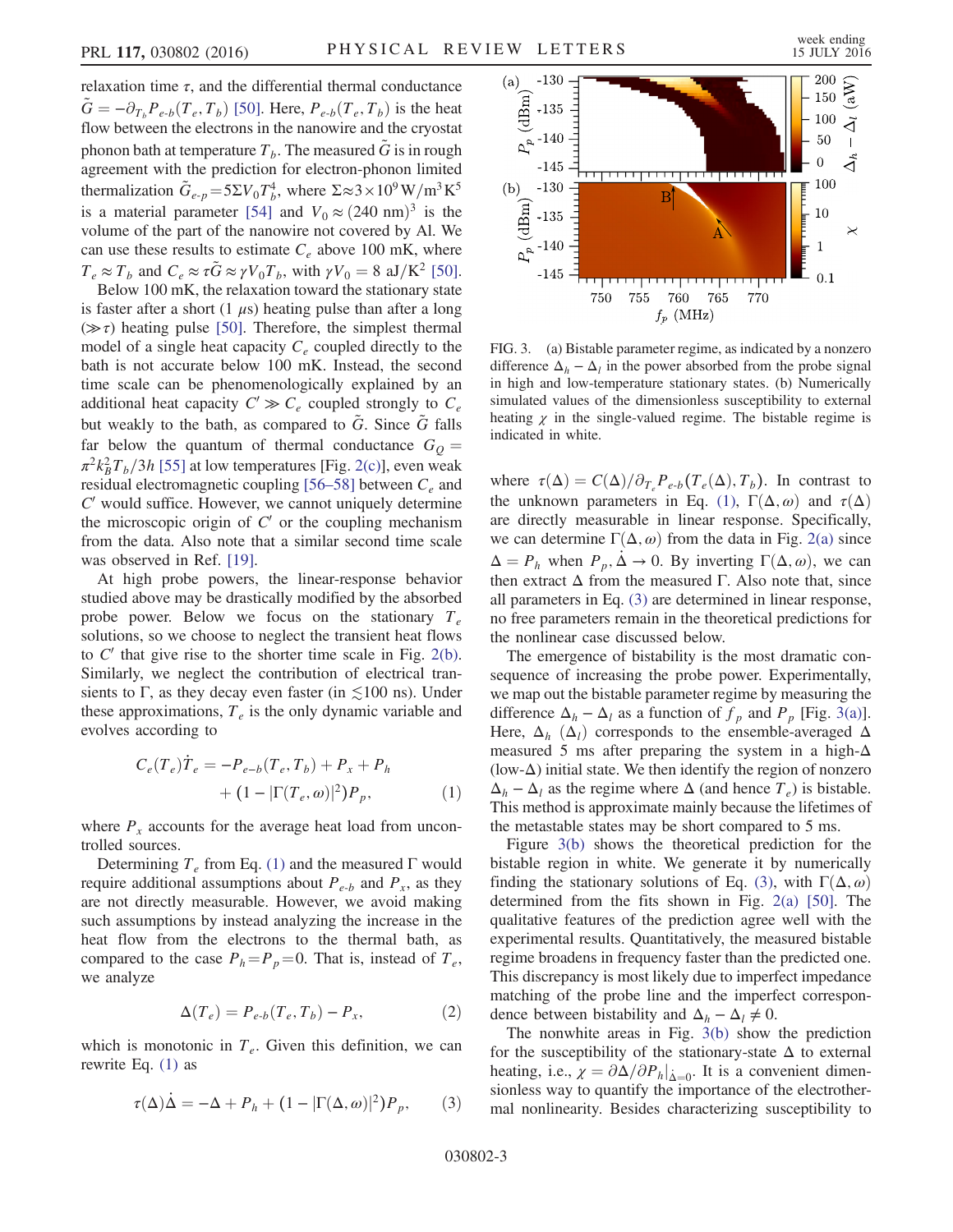relaxation time $\tau$, and the differential thermal conductance $\tilde{G} = -\partial_{T_b} P_{e\text{-}b}(T_e, T_b)$ [50]. Here, $P_{e\text{-}b}(T_e, T_b)$ is the heat flow between the electrons in the nanowire and the cryostat phonon bath at temperature $T_b$. The measured $\tilde{G}$ is in rough agreement with the prediction for electron-phonon limited thermalization $\tilde{G}_{e\text{-}p} = 5\Sigma V_0 T_b^4$, where $\Sigma \approx 3\times 10^9\,\mathrm{W/m^3K^5}$ is a material parameter [54] and $V_0 \approx (240\text{ nm})^3$ is the volume of the part of the nanowire not covered by Al. We can use these results to estimate $C_e$ above 100 mK, where $T_e \approx T_b$ and $C_e \approx \tau\tilde{G} \approx \gamma V_0 T_b$, with $\gamma V_0 = 8\text{ aJ/K}^2$ [50].

Below 100 mK, the relaxation toward the stationary state is faster after a short (1 $\mu$s) heating pulse than after a long ($\gg \tau$) heating pulse [50]. Therefore, the simplest thermal model of a single heat capacity $C_e$ coupled directly to the bath is not accurate below 100 mK. Instead, the second time scale can be phenomenologically explained by an additional heat capacity $C' \gg C_e$ coupled strongly to $C_e$ but weakly to the bath, as compared to $\tilde{G}$. Since $\tilde{G}$ falls far below the quantum of thermal conductance $G_Q = \pi^2 k_B^2 T_b/3h$ [55] at low temperatures [Fig. 2(c)], even weak residual electromagnetic coupling [56–58] between $C_e$ and $C'$ would suffice. However, we cannot uniquely determine the microscopic origin of $C'$ or the coupling mechanism from the data. Also note that a similar second time scale was observed in Ref. [19].

At high probe powers, the linear-response behavior studied above may be drastically modified by the absorbed probe power. Below we focus on the stationary $T_e$ solutions, so we choose to neglect the transient heat flows to $C'$ that give rise to the shorter time scale in Fig. 2(b). Similarly, we neglect the contribution of electrical transients to $\Gamma$, as they decay even faster (in $\lesssim$100 ns). Under these approximations, $T_e$ is the only dynamic variable and evolves according to

$$C_e(T_e)\dot{T}_e = -P_{e\text{-}b}(T_e, T_b) + P_x + P_h + (1 - |\Gamma(T_e, \omega)|^2)P_p, \quad (1)$$

where $P_x$ accounts for the average heat load from uncontrolled sources.

Determining $T_e$ from Eq. (1) and the measured $\Gamma$ would require additional assumptions about $P_{e\text{-}b}$ and $P_x$, as they are not directly measurable. However, we avoid making such assumptions by instead analyzing the increase in the heat flow from the electrons to the thermal bath, as compared to the case $P_h = P_p = 0$. That is, instead of $T_e$, we analyze

$$\Delta(T_e) = P_{e\text{-}b}(T_e, T_b) - P_x, \quad (2)$$

which is monotonic in $T_e$. Given this definition, we can rewrite Eq. (1) as

$$\tau(\Delta)\dot{\Delta} = -\Delta + P_h + (1 - |\Gamma(\Delta, \omega)|^2)P_p, \quad (3)$$

FIG. 3. (a) Bistable parameter regime, as indicated by a nonzero difference $\Delta_h - \Delta_l$ in the power absorbed from the probe signal in high and low-temperature stationary states. (b) Numerically simulated values of the dimensionless susceptibility to external heating $\chi$ in the single-valued regime. The bistable regime is indicated in white.

where $\tau(\Delta) = C(\Delta)/\partial_{T_e} P_{e\text{-}b}(T_e(\Delta), T_b)$. In contrast to the unknown parameters in Eq. (1), $\Gamma(\Delta, \omega)$ and $\tau(\Delta)$ are directly measurable in linear response. Specifically, we can determine $\Gamma(\Delta, \omega)$ from the data in Fig. 2(a) since $\Delta = P_h$ when $P_p, \dot{\Delta} \to 0$. By inverting $\Gamma(\Delta, \omega)$, we can then extract $\Delta$ from the measured $\Gamma$. Also note that, since all parameters in Eq. (3) are determined in linear response, no free parameters remain in the theoretical predictions for the nonlinear case discussed below.

The emergence of bistability is the most dramatic consequence of increasing the probe power. Experimentally, we map out the bistable parameter regime by measuring the difference $\Delta_h - \Delta_l$ as a function of $f_p$ and $P_p$ [Fig. 3(a)]. Here, $\Delta_h$ ($\Delta_l$) corresponds to the ensemble-averaged $\Delta$ measured 5 ms after preparing the system in a high-$\Delta$ (low-$\Delta$) initial state. We then identify the region of nonzero $\Delta_h - \Delta_l$ as the regime where $\Delta$ (and hence $T_e$) is bistable. This method is approximate mainly because the lifetimes of the metastable states may be short compared to 5 ms.

Figure 3(b) shows the theoretical prediction for the bistable region in white. We generate it by numerically finding the stationary solutions of Eq. (3), with $\Gamma(\Delta, \omega)$ determined from the fits shown in Fig. 2(a) [50]. The qualitative features of the prediction agree well with the experimental results. Quantitatively, the measured bistable regime broadens in frequency faster than the predicted one. This discrepancy is most likely due to imperfect impedance matching of the probe line and the imperfect correspondence between bistability and $\Delta_h - \Delta_l \neq 0$.

The nonwhite areas in Fig. 3(b) show the prediction for the susceptibility of the stationary-state $\Delta$ to external heating, i.e., $\chi = \partial\Delta/\partial P_h|_{\dot{\Delta}=0}$. It is a convenient dimensionless way to quantify the importance of the electrothermal nonlinearity. Besides characterizing susceptibility to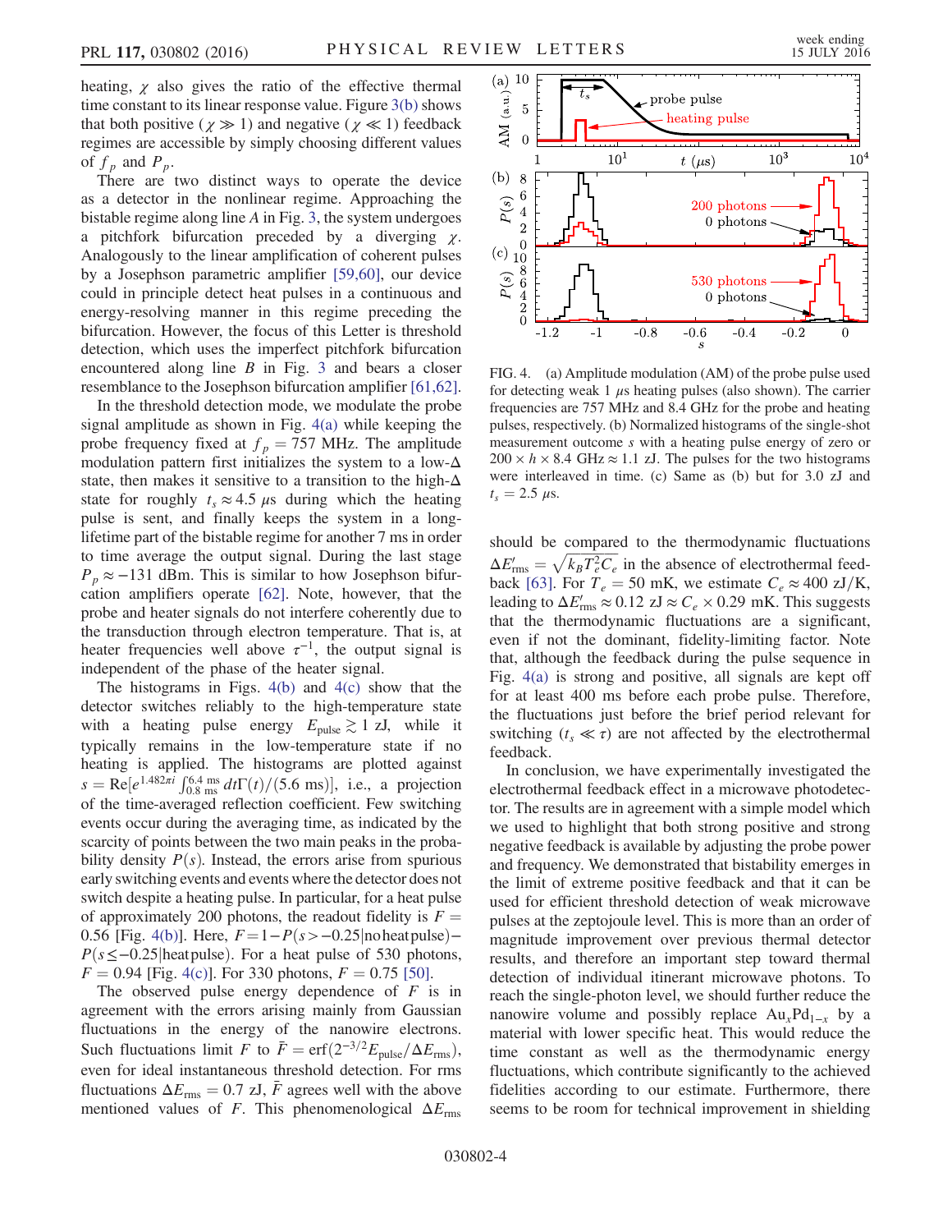heating, $\chi$ also gives the ratio of the effective thermal time constant to its linear response value. Figure 3(b) shows that both positive ($\chi \gg 1$) and negative ($\chi \ll 1$) feedback regimes are accessible by simply choosing different values of $f_p$ and $P_p$.

There are two distinct ways to operate the device as a detector in the nonlinear regime. Approaching the bistable regime along line $A$ in Fig. 3, the system undergoes a pitchfork bifurcation preceded by a diverging $\chi$. Analogously to the linear amplification of coherent pulses by a Josephson parametric amplifier [59,60], our device could in principle detect heat pulses in a continuous and energy-resolving manner in this regime preceding the bifurcation. However, the focus of this Letter is threshold detection, which uses the imperfect pitchfork bifurcation encountered along line $B$ in Fig. 3 and bears a closer resemblance to the Josephson bifurcation amplifier [61,62].

In the threshold detection mode, we modulate the probe signal amplitude as shown in Fig. 4(a) while keeping the probe frequency fixed at $f_p = 757$ MHz. The amplitude modulation pattern first initializes the system to a low-$\Delta$ state, then makes it sensitive to a transition to the high-$\Delta$ state for roughly $t_s \approx 4.5$ $\mu$s during which the heating pulse is sent, and finally keeps the system in a long-lifetime part of the bistable regime for another 7 ms in order to time average the output signal. During the last stage $P_p \approx -131$ dBm. This is similar to how Josephson bifurcation amplifiers operate [62]. Note, however, that the probe and heater signals do not interfere coherently due to the transduction through electron temperature. That is, at heater frequencies well above $\tau^{-1}$, the output signal is independent of the phase of the heater signal.

The histograms in Figs. 4(b) and 4(c) show that the detector switches reliably to the high-temperature state with a heating pulse energy $E_{\mathrm{pulse}} \gtrsim 1$ zJ, while it typically remains in the low-temperature state if no heating is applied. The histograms are plotted against $s = \mathrm{Re}[e^{1.482\pi i} \int_{0.8\ \mathrm{ms}}^{6.4\ \mathrm{ms}} dt \Gamma(t)/(5.6\ \mathrm{ms})]$, i.e., a projection of the time-averaged reflection coefficient. Few switching events occur during the averaging time, as indicated by the scarcity of points between the two main peaks in the probability density $P(s)$. Instead, the errors arise from spurious early switching events and events where the detector does not switch despite a heating pulse. In particular, for a heat pulse of approximately 200 photons, the readout fidelity is $F = 0.56$ [Fig. 4(b)]. Here, $F = 1 - P(s > -0.25|\mathrm{no\,heat\,pulse}) - P(s \leq -0.25|\mathrm{heat\,pulse})$. For a heat pulse of 530 photons, $F = 0.94$ [Fig. 4(c)]. For 330 photons, $F = 0.75$ [50].

The observed pulse energy dependence of $F$ is in agreement with the errors arising mainly from Gaussian fluctuations in the energy of the nanowire electrons. Such fluctuations limit $F$ to $\bar{F} = \mathrm{erf}(2^{-3/2} E_{\mathrm{pulse}}/\Delta E_{\mathrm{rms}})$, even for ideal instantaneous threshold detection. For rms fluctuations $\Delta E_{\mathrm{rms}} = 0.7$ zJ, $\bar{F}$ agrees well with the above mentioned values of $F$. This phenomenological $\Delta E_{\mathrm{rms}}$ should be compared to the thermodynamic fluctuations $\Delta E'_{\mathrm{rms}} = \sqrt{k_B T_e^2 C_e}$ in the absence of electrothermal feedback [63]. For $T_e = 50$ mK, we estimate $C_e \approx 400$ zJ/K, leading to $\Delta E'_{\mathrm{rms}} \approx 0.12$ zJ $\approx C_e \times 0.29$ mK. This suggests that the thermodynamic fluctuations are a significant, even if not the dominant, fidelity-limiting factor. Note that, although the feedback during the pulse sequence in Fig. 4(a) is strong and positive, all signals are kept off for at least 400 ms before each probe pulse. Therefore, the fluctuations just before the brief period relevant for switching ($t_s \ll \tau$) are not affected by the electrothermal feedback.

FIG. 4. (a) Amplitude modulation (AM) of the probe pulse used for detecting weak 1 $\mu$s heating pulses (also shown). The carrier frequencies are 757 MHz and 8.4 GHz for the probe and heating pulses, respectively. (b) Normalized histograms of the single-shot measurement outcome $s$ with a heating pulse energy of zero or $200 \times h \times 8.4$ GHz $\approx 1.1$ zJ. The pulses for the two histograms were interleaved in time. (c) Same as (b) but for 3.0 zJ and $t_s = 2.5$ $\mu$s.

In conclusion, we have experimentally investigated the electrothermal feedback effect in a microwave photodetector. The results are in agreement with a simple model which we used to highlight that both strong positive and strong negative feedback is available by adjusting the probe power and frequency. We demonstrated that bistability emerges in the limit of extreme positive feedback and that it can be used for efficient threshold detection of weak microwave pulses at the zeptojoule level. This is more than an order of magnitude improvement over previous thermal detector results, and therefore an important step toward thermal detection of individual itinerant microwave photons. To reach the single-photon level, we should further reduce the nanowire volume and possibly replace $\mathrm{Au}_x\mathrm{Pd}_{1-x}$ by a material with lower specific heat. This would reduce the time constant as well as the thermodynamic energy fluctuations, which contribute significantly to the achieved fidelities according to our estimate. Furthermore, there seems to be room for technical improvement in shielding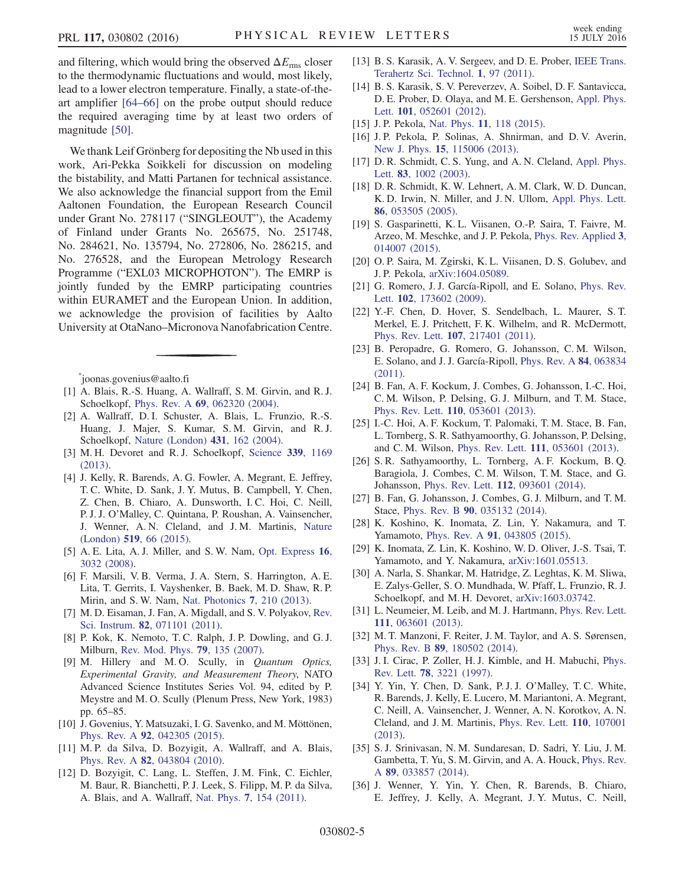and filtering, which would bring the observed $\Delta E_{\rm rms}$ closer to the thermodynamic fluctuations and would, most likely, lead to a lower electron temperature. Finally, a state-of-the-art amplifier [64–66] on the probe output should reduce the required averaging time by at least two orders of magnitude [50].

We thank Leif Grönberg for depositing the Nb used in this work, Ari-Pekka Soikkeli for discussion on modeling the bistability, and Matti Partanen for technical assistance. We also acknowledge the financial support from the Emil Aaltonen Foundation, the European Research Council under Grant No. 278117 ("SINGLEOUT"), the Academy of Finland under Grants No. 265675, No. 251748, No. 284621, No. 135794, No. 272806, No. 286215, and No. 276528, and the European Metrology Research Programme ("EXL03 MICROPHOTON"). The EMRP is jointly funded by the EMRP participating countries within EURAMET and the European Union. In addition, we acknowledge the provision of facilities by Aalto University at OtaNano–Micronova Nanofabrication Centre.

---

[*]joonas.govenius@aalto.fi

[1] A. Blais, R.-S. Huang, A. Wallraff, S. M. Girvin, and R. J. Schoelkopf, Phys. Rev. A **69**, 062320 (2004).

[2] A. Wallraff, D. I. Schuster, A. Blais, L. Frunzio, R.-S. Huang, J. Majer, S. Kumar, S. M. Girvin, and R. J. Schoelkopf, Nature (London) **431**, 162 (2004).

[3] M. H. Devoret and R. J. Schoelkopf, Science **339**, 1169 (2013).

[4] J. Kelly, R. Barends, A. G. Fowler, A. Megrant, E. Jeffrey, T. C. White, D. Sank, J. Y. Mutus, B. Campbell, Y. Chen, Z. Chen, B. Chiaro, A. Dunsworth, I. C. Hoi, C. Neill, P. J. J. O'Malley, C. Quintana, P. Roushan, A. Vainsencher, J. Wenner, A. N. Cleland, and J. M. Martinis, Nature (London) **519**, 66 (2015).

[5] A. E. Lita, A. J. Miller, and S. W. Nam, Opt. Express **16**, 3032 (2008).

[6] F. Marsili, V. B. Verma, J. A. Stern, S. Harrington, A. E. Lita, T. Gerrits, I. Vayshenker, B. Baek, M. D. Shaw, R. P. Mirin, and S. W. Nam, Nat. Photonics **7**, 210 (2013).

[7] M. D. Eisaman, J. Fan, A. Migdall, and S. V. Polyakov, Rev. Sci. Instrum. **82**, 071101 (2011).

[8] P. Kok, K. Nemoto, T. C. Ralph, J. P. Dowling, and G. J. Milburn, Rev. Mod. Phys. **79**, 135 (2007).

[9] M. Hillery and M. O. Scully, in *Quantum Optics, Experimental Gravity, and Measurement Theory*, NATO Advanced Science Institutes Series Vol. 94, edited by P. Meystre and M. O. Scully (Plenum Press, New York, 1983) pp. 65–85.

[10] J. Govenius, Y. Matsuzaki, I. G. Savenko, and M. Möttönen, Phys. Rev. A **92**, 042305 (2015).

[11] M. P. da Silva, D. Bozyigit, A. Wallraff, and A. Blais, Phys. Rev. A **82**, 043804 (2010).

[12] D. Bozyigit, C. Lang, L. Steffen, J. M. Fink, C. Eichler, M. Baur, R. Bianchetti, P. J. Leek, S. Filipp, M. P. da Silva, A. Blais, and A. Wallraff, Nat. Phys. **7**, 154 (2011).

[13] B. S. Karasik, A. V. Sergeev, and D. E. Prober, IEEE Trans. Terahertz Sci. Technol. **1**, 97 (2011).

[14] B. S. Karasik, S. V. Pereverzev, A. Soibel, D. F. Santavicca, D. E. Prober, D. Olaya, and M. E. Gershenson, Appl. Phys. Lett. **101**, 052601 (2012).

[15] J. P. Pekola, Nat. Phys. **11**, 118 (2015).

[16] J. P. Pekola, P. Solinas, A. Shnirman, and D. V. Averin, New J. Phys. **15**, 115006 (2013).

[17] D. R. Schmidt, C. S. Yung, and A. N. Cleland, Appl. Phys. Lett. **83**, 1002 (2003).

[18] D. R. Schmidt, K. W. Lehnert, A. M. Clark, W. D. Duncan, K. D. Irwin, N. Miller, and J. N. Ullom, Appl. Phys. Lett. **86**, 053505 (2005).

[19] S. Gasparinetti, K. L. Viisanen, O.-P. Saira, T. Faivre, M. Arzeo, M. Meschke, and J. P. Pekola, Phys. Rev. Applied **3**, 014007 (2015).

[20] O. P. Saira, M. Zgirski, K. L. Viisanen, D. S. Golubev, and J. P. Pekola, arXiv:1604.05089.

[21] G. Romero, J. J. García-Ripoll, and E. Solano, Phys. Rev. Lett. **102**, 173602 (2009).

[22] Y.-F. Chen, D. Hover, S. Sendelbach, L. Maurer, S. T. Merkel, E. J. Pritchett, F. K. Wilhelm, and R. McDermott, Phys. Rev. Lett. **107**, 217401 (2011).

[23] B. Peropadre, G. Romero, G. Johansson, C. M. Wilson, E. Solano, and J. J. García-Ripoll, Phys. Rev. A **84**, 063834 (2011).

[24] B. Fan, A. F. Kockum, J. Combes, G. Johansson, I.-C. Hoi, C. M. Wilson, P. Delsing, G. J. Milburn, and T. M. Stace, Phys. Rev. Lett. **110**, 053601 (2013).

[25] I.-C. Hoi, A. F. Kockum, T. Palomaki, T. M. Stace, B. Fan, L. Tornberg, S. R. Sathyamoorthy, G. Johansson, P. Delsing, and C. M. Wilson, Phys. Rev. Lett. **111**, 053601 (2013).

[26] S. R. Sathyamoorthy, L. Tornberg, A. F. Kockum, B. Q. Baragiola, J. Combes, C. M. Wilson, T. M. Stace, and G. Johansson, Phys. Rev. Lett. **112**, 093601 (2014).

[27] B. Fan, G. Johansson, J. Combes, G. J. Milburn, and T. M. Stace, Phys. Rev. B **90**, 035132 (2014).

[28] K. Koshino, K. Inomata, Z. Lin, Y. Nakamura, and T. Yamamoto, Phys. Rev. A **91**, 043805 (2015).

[29] K. Inomata, Z. Lin, K. Koshino, W. D. Oliver, J.-S. Tsai, T. Yamamoto, and Y. Nakamura, arXiv:1601.05513.

[30] A. Narla, S. Shankar, M. Hatridge, Z. Leghtas, K. M. Sliwa, E. Zalys-Geller, S. O. Mundhada, W. Pfaff, L. Frunzio, R. J. Schoelkopf, and M. H. Devoret, arXiv:1603.03742.

[31] L. Neumeier, M. Leib, and M. J. Hartmann, Phys. Rev. Lett. **111**, 063601 (2013).

[32] M. T. Manzoni, F. Reiter, J. M. Taylor, and A. S. Sørensen, Phys. Rev. B **89**, 180502 (2014).

[33] J. I. Cirac, P. Zoller, H. J. Kimble, and H. Mabuchi, Phys. Rev. Lett. **78**, 3221 (1997).

[34] Y. Yin, Y. Chen, D. Sank, P. J. J. O'Malley, T. C. White, R. Barends, J. Kelly, E. Lucero, M. Mariantoni, A. Megrant, C. Neill, A. Vainsencher, J. Wenner, A. N. Korotkov, A. N. Cleland, and J. M. Martinis, Phys. Rev. Lett. **110**, 107001 (2013).

[35] S. J. Srinivasan, N. M. Sundaresan, D. Sadri, Y. Liu, J. M. Gambetta, T. Yu, S. M. Girvin, and A. A. Houck, Phys. Rev. A **89**, 033857 (2014).

[36] J. Wenner, Y. Yin, Y. Chen, R. Barends, B. Chiaro, E. Jeffrey, J. Kelly, A. Megrant, J. Y. Mutus, C. Neill,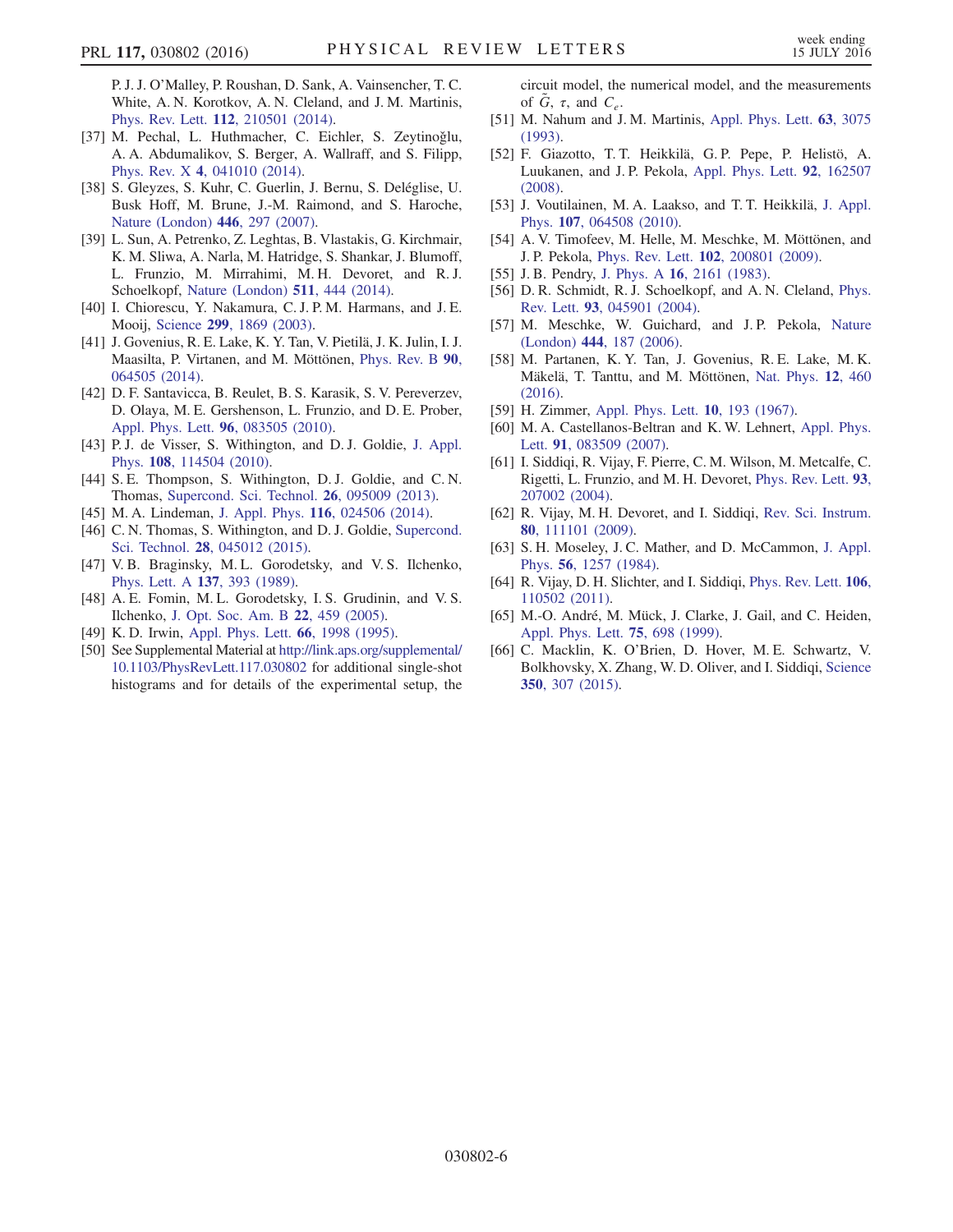P. J. J. O'Malley, P. Roushan, D. Sank, A. Vainsencher, T. C. White, A. N. Korotkov, A. N. Cleland, and J. M. Martinis, Phys. Rev. Lett. **112**, 210501 (2014).

[37] M. Pechal, L. Huthmacher, C. Eichler, S. Zeytinoğlu, A. A. Abdumalikov, S. Berger, A. Wallraff, and S. Filipp, Phys. Rev. X **4**, 041010 (2014).

[38] S. Gleyzes, S. Kuhr, C. Guerlin, J. Bernu, S. Deléglise, U. Busk Hoff, M. Brune, J.-M. Raimond, and S. Haroche, Nature (London) **446**, 297 (2007).

[39] L. Sun, A. Petrenko, Z. Leghtas, B. Vlastakis, G. Kirchmair, K. M. Sliwa, A. Narla, M. Hatridge, S. Shankar, J. Blumoff, L. Frunzio, M. Mirrahimi, M. H. Devoret, and R. J. Schoelkopf, Nature (London) **511**, 444 (2014).

[40] I. Chiorescu, Y. Nakamura, C. J. P. M. Harmans, and J. E. Mooij, Science **299**, 1869 (2003).

[41] J. Govenius, R. E. Lake, K. Y. Tan, V. Pietilä, J. K. Julin, I. J. Maasilta, P. Virtanen, and M. Möttönen, Phys. Rev. B **90**, 064505 (2014).

[42] D. F. Santavicca, B. Reulet, B. S. Karasik, S. V. Pereverzev, D. Olaya, M. E. Gershenson, L. Frunzio, and D. E. Prober, Appl. Phys. Lett. **96**, 083505 (2010).

[43] P. J. de Visser, S. Withington, and D. J. Goldie, J. Appl. Phys. **108**, 114504 (2010).

[44] S. E. Thompson, S. Withington, D. J. Goldie, and C. N. Thomas, Supercond. Sci. Technol. **26**, 095009 (2013).

[45] M. A. Lindeman, J. Appl. Phys. **116**, 024506 (2014).

[46] C. N. Thomas, S. Withington, and D. J. Goldie, Supercond. Sci. Technol. **28**, 045012 (2015).

[47] V. B. Braginsky, M. L. Gorodetsky, and V. S. Ilchenko, Phys. Lett. A **137**, 393 (1989).

[48] A. E. Fomin, M. L. Gorodetsky, I. S. Grudinin, and V. S. Ilchenko, J. Opt. Soc. Am. B **22**, 459 (2005).

[49] K. D. Irwin, Appl. Phys. Lett. **66**, 1998 (1995).

[50] See Supplemental Material at http://link.aps.org/supplemental/10.1103/PhysRevLett.117.030802 for additional single-shot histograms and for details of the experimental setup, the circuit model, the numerical model, and the measurements of $\tilde{G}$, $\tau$, and $C_e$.

[51] M. Nahum and J. M. Martinis, Appl. Phys. Lett. **63**, 3075 (1993).

[52] F. Giazotto, T. T. Heikkilä, G. P. Pepe, P. Helistö, A. Luukanen, and J. P. Pekola, Appl. Phys. Lett. **92**, 162507 (2008).

[53] J. Voutilainen, M. A. Laakso, and T. T. Heikkilä, J. Appl. Phys. **107**, 064508 (2010).

[54] A. V. Timofeev, M. Helle, M. Meschke, M. Möttönen, and J. P. Pekola, Phys. Rev. Lett. **102**, 200801 (2009).

[55] J. B. Pendry, J. Phys. A **16**, 2161 (1983).

[56] D. R. Schmidt, R. J. Schoelkopf, and A. N. Cleland, Phys. Rev. Lett. **93**, 045901 (2004).

[57] M. Meschke, W. Guichard, and J. P. Pekola, Nature (London) **444**, 187 (2006).

[58] M. Partanen, K. Y. Tan, J. Govenius, R. E. Lake, M. K. Mäkelä, T. Tanttu, and M. Möttönen, Nat. Phys. **12**, 460 (2016).

[59] H. Zimmer, Appl. Phys. Lett. **10**, 193 (1967).

[60] M. A. Castellanos-Beltran and K. W. Lehnert, Appl. Phys. Lett. **91**, 083509 (2007).

[61] I. Siddiqi, R. Vijay, F. Pierre, C. M. Wilson, M. Metcalfe, C. Rigetti, L. Frunzio, and M. H. Devoret, Phys. Rev. Lett. **93**, 207002 (2004).

[62] R. Vijay, M. H. Devoret, and I. Siddiqi, Rev. Sci. Instrum. **80**, 111101 (2009).

[63] S. H. Moseley, J. C. Mather, and D. McCammon, J. Appl. Phys. **56**, 1257 (1984).

[64] R. Vijay, D. H. Slichter, and I. Siddiqi, Phys. Rev. Lett. **106**, 110502 (2011).

[65] M.-O. André, M. Mück, J. Clarke, J. Gail, and C. Heiden, Appl. Phys. Lett. **75**, 698 (1999).

[66] C. Macklin, K. O'Brien, D. Hover, M. E. Schwartz, V. Bolkhovsky, X. Zhang, W. D. Oliver, and I. Siddiqi, Science **350**, 307 (2015).